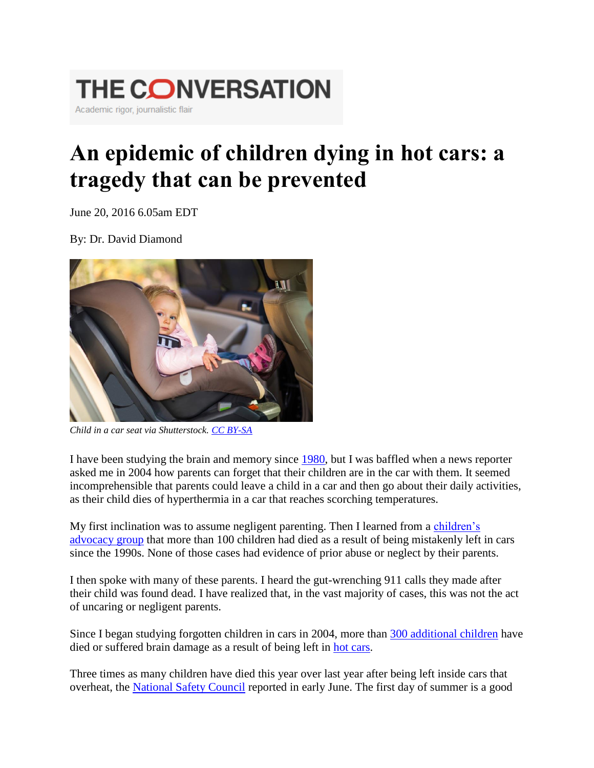THE CONVERSATION

Academic rigor, journalistic flair

# An epidemic of children dying in hot cars: a tragedy that can be prevented

June 20, 2016 6.05am EDT

By: Dr. David Diamond

*Child in a car seat via Shutterstock. CC BY-SA*

I have been studying the brain and memory since 1980, but I was baffled when a news reporter asked me in 2004 how parents can forget that their children are in the car with them. It seemed incomprehensible that parents could leave a child in a car and then go about their daily activities, as their child dies of hyperthermia in a car that reaches scorching temperatures.

My first inclination was to assume negligent parenting. Then I learned from a children's advocacy group that more than 100 children had died as a result of being mistakenly left in cars since the 1990s. None of those cases had evidence of prior abuse or neglect by their parents.

I then spoke with many of these parents. I heard the gut-wrenching 911 calls they made after their child was found dead. I have realized that, in the vast majority of cases, this was not the act of uncaring or negligent parents.

Since I began studying forgotten children in cars in 2004, more than 300 additional children have died or suffered brain damage as a result of being left in hot cars.

Three times as many children have died this year over last year after being left inside cars that overheat, the National Safety Council reported in early June. The first day of summer is a good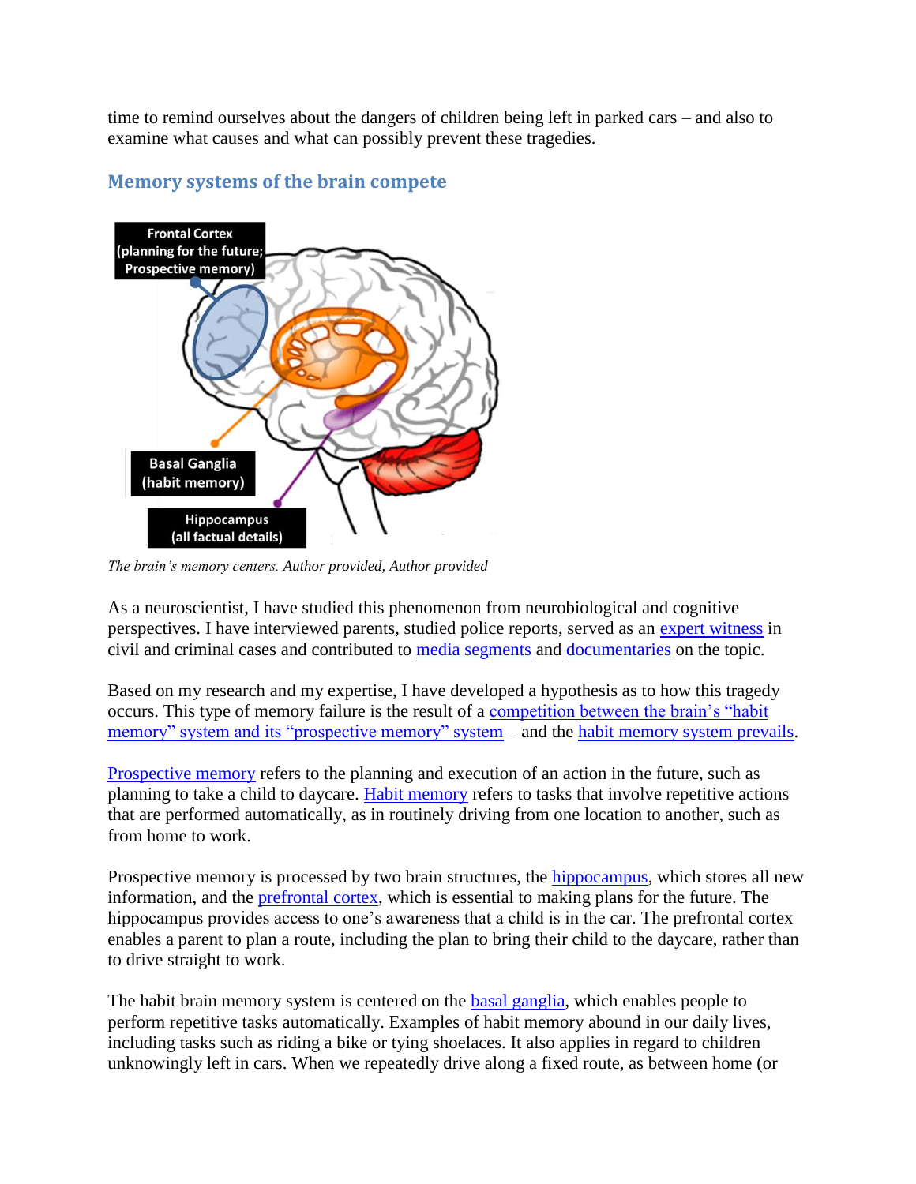time to remind ourselves about the dangers of children being left in parked cars – and also to examine what causes and what can possibly prevent these tragedies.

## Memory systems of the brain compete

Frontal Cortex (planning for the future; Prospective memory)

Basal Ganglia (habit memory)

Hippocampus (all factual details)

*The brain's memory centers. Author provided, Author provided*

As a neuroscientist, I have studied this phenomenon from neurobiological and cognitive perspectives. I have interviewed parents, studied police reports, served as an expert witness in civil and criminal cases and contributed to media segments and documentaries on the topic.

Based on my research and my expertise, I have developed a hypothesis as to how this tragedy occurs. This type of memory failure is the result of a competition between the brain's "habit memory" system and its "prospective memory" system – and the habit memory system prevails.

Prospective memory refers to the planning and execution of an action in the future, such as planning to take a child to daycare. Habit memory refers to tasks that involve repetitive actions that are performed automatically, as in routinely driving from one location to another, such as from home to work.

Prospective memory is processed by two brain structures, the hippocampus, which stores all new information, and the prefrontal cortex, which is essential to making plans for the future. The hippocampus provides access to one's awareness that a child is in the car. The prefrontal cortex enables a parent to plan a route, including the plan to bring their child to the daycare, rather than to drive straight to work.

The habit brain memory system is centered on the basal ganglia, which enables people to perform repetitive tasks automatically. Examples of habit memory abound in our daily lives, including tasks such as riding a bike or tying shoelaces. It also applies in regard to children unknowingly left in cars. When we repeatedly drive along a fixed route, as between home (or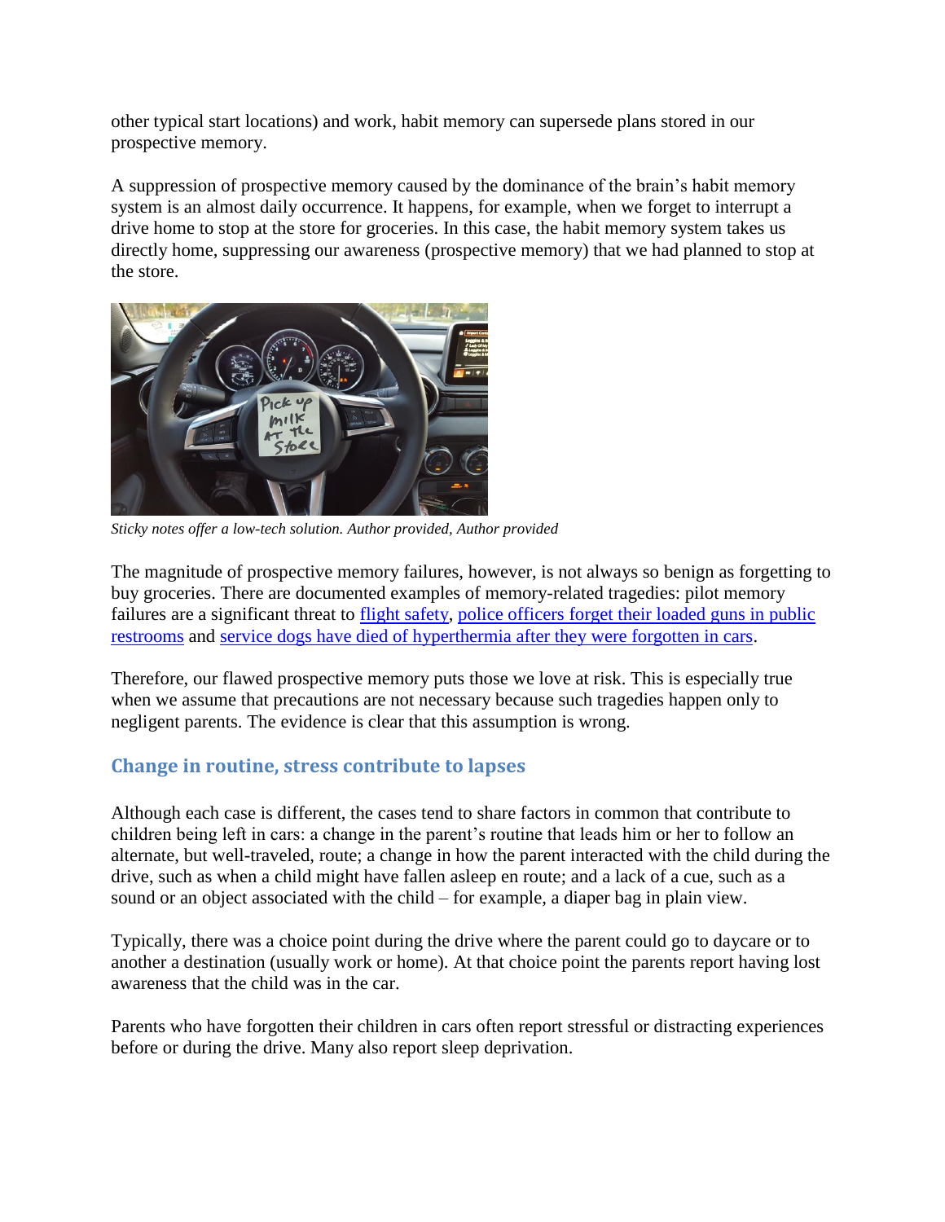other typical start locations) and work, habit memory can supersede plans stored in our prospective memory.

A suppression of prospective memory caused by the dominance of the brain's habit memory system is an almost daily occurrence. It happens, for example, when we forget to interrupt a drive home to stop at the store for groceries. In this case, the habit memory system takes us directly home, suppressing our awareness (prospective memory) that we had planned to stop at the store.

*Sticky notes offer a low-tech solution. Author provided, Author provided*

The magnitude of prospective memory failures, however, is not always so benign as forgetting to buy groceries. There are documented examples of memory-related tragedies: pilot memory failures are a significant threat to flight safety, police officers forget their loaded guns in public restrooms and service dogs have died of hyperthermia after they were forgotten in cars.

Therefore, our flawed prospective memory puts those we love at risk. This is especially true when we assume that precautions are not necessary because such tragedies happen only to negligent parents. The evidence is clear that this assumption is wrong.

## Change in routine, stress contribute to lapses

Although each case is different, the cases tend to share factors in common that contribute to children being left in cars: a change in the parent's routine that leads him or her to follow an alternate, but well-traveled, route; a change in how the parent interacted with the child during the drive, such as when a child might have fallen asleep en route; and a lack of a cue, such as a sound or an object associated with the child – for example, a diaper bag in plain view.

Typically, there was a choice point during the drive where the parent could go to daycare or to another a destination (usually work or home). At that choice point the parents report having lost awareness that the child was in the car.

Parents who have forgotten their children in cars often report stressful or distracting experiences before or during the drive. Many also report sleep deprivation.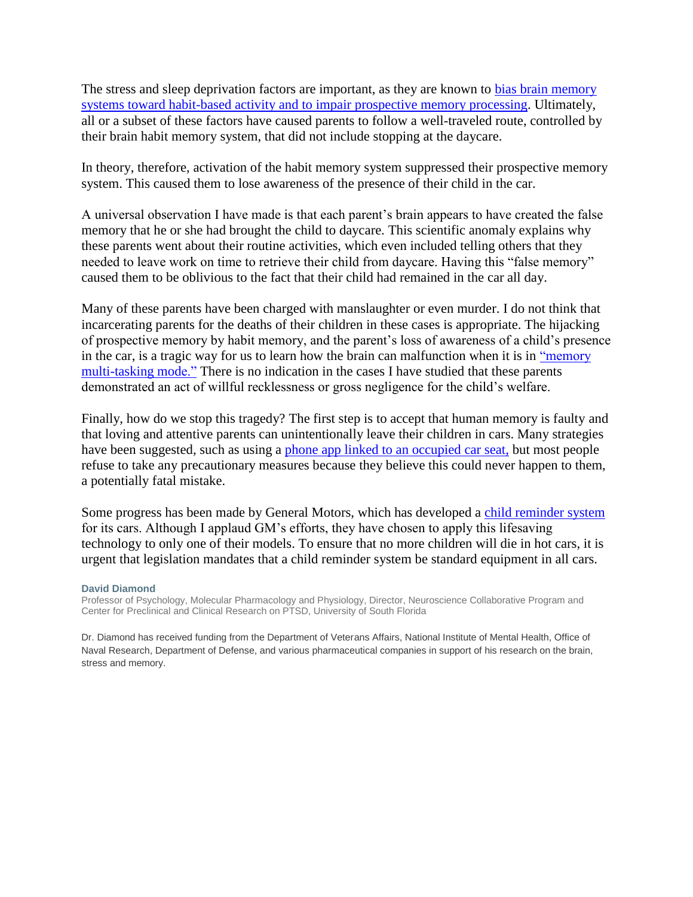The stress and sleep deprivation factors are important, as they are known to [bias brain memory systems toward habit-based activity and to impair prospective memory processing](). Ultimately, all or a subset of these factors have caused parents to follow a well-traveled route, controlled by their brain habit memory system, that did not include stopping at the daycare.

In theory, therefore, activation of the habit memory system suppressed their prospective memory system. This caused them to lose awareness of the presence of their child in the car.

A universal observation I have made is that each parent's brain appears to have created the false memory that he or she had brought the child to daycare. This scientific anomaly explains why these parents went about their routine activities, which even included telling others that they needed to leave work on time to retrieve their child from daycare. Having this "false memory" caused them to be oblivious to the fact that their child had remained in the car all day.

Many of these parents have been charged with manslaughter or even murder. I do not think that incarcerating parents for the deaths of their children in these cases is appropriate. The hijacking of prospective memory by habit memory, and the parent's loss of awareness of a child's presence in the car, is a tragic way for us to learn how the brain can malfunction when it is in ["memory multi-tasking mode."]() There is no indication in the cases I have studied that these parents demonstrated an act of willful recklessness or gross negligence for the child's welfare.

Finally, how do we stop this tragedy? The first step is to accept that human memory is faulty and that loving and attentive parents can unintentionally leave their children in cars. Many strategies have been suggested, such as using a [phone app linked to an occupied car seat,]() but most people refuse to take any precautionary measures because they believe this could never happen to them, a potentially fatal mistake.

Some progress has been made by General Motors, which has developed a [child reminder system]() for its cars. Although I applaud GM's efforts, they have chosen to apply this lifesaving technology to only one of their models. To ensure that no more children will die in hot cars, it is urgent that legislation mandates that a child reminder system be standard equipment in all cars.

**David Diamond**
Professor of Psychology, Molecular Pharmacology and Physiology, Director, Neuroscience Collaborative Program and Center for Preclinical and Clinical Research on PTSD, University of South Florida

Dr. Diamond has received funding from the Department of Veterans Affairs, National Institute of Mental Health, Office of Naval Research, Department of Defense, and various pharmaceutical companies in support of his research on the brain, stress and memory.